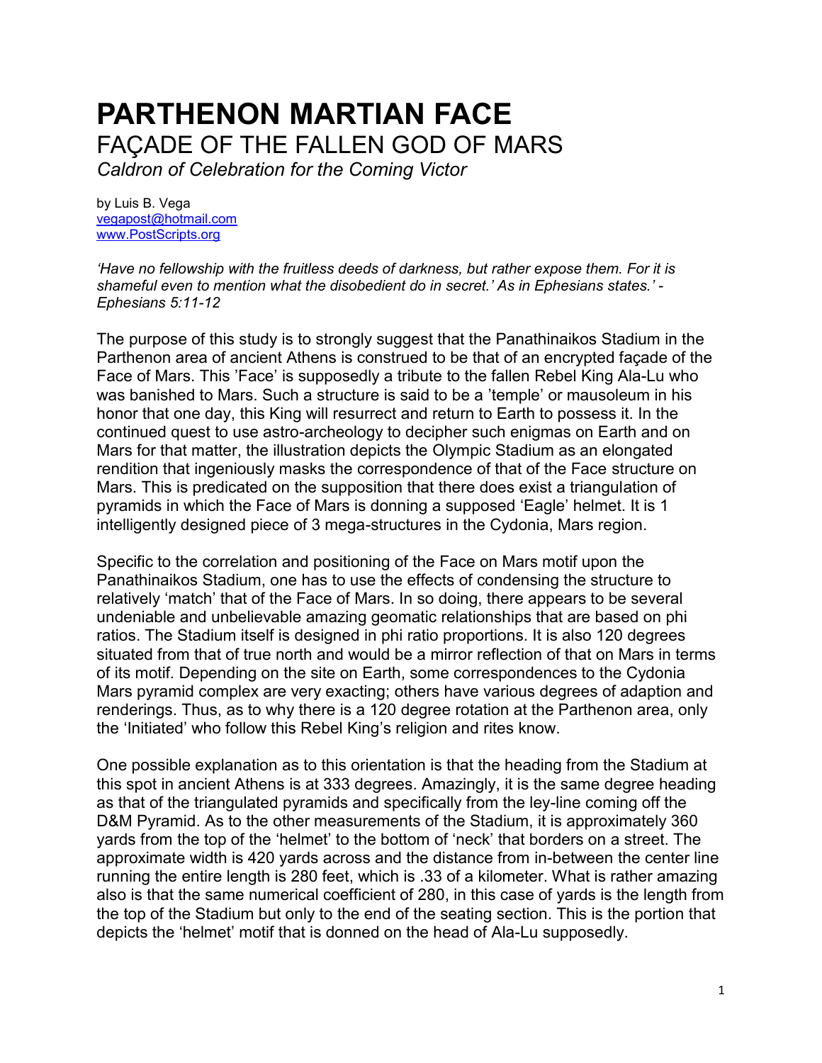# PARTHENON MARTIAN FACE

## FAÇADE OF THE FALLEN GOD OF MARS

*Caldron of Celebration for the Coming Victor*

by Luis B. Vega
vegapost@hotmail.com
www.PostScripts.org

*'Have no fellowship with the fruitless deeds of darkness, but rather expose them. For it is shameful even to mention what the disobedient do in secret.' As in Ephesians states.' - Ephesians 5:11-12*

The purpose of this study is to strongly suggest that the Panathinaikos Stadium in the Parthenon area of ancient Athens is construed to be that of an encrypted façade of the Face of Mars. This 'Face' is supposedly a tribute to the fallen Rebel King Ala-Lu who was banished to Mars. Such a structure is said to be a 'temple' or mausoleum in his honor that one day, this King will resurrect and return to Earth to possess it. In the continued quest to use astro-archeology to decipher such enigmas on Earth and on Mars for that matter, the illustration depicts the Olympic Stadium as an elongated rendition that ingeniously masks the correspondence of that of the Face structure on Mars. This is predicated on the supposition that there does exist a triangulation of pyramids in which the Face of Mars is donning a supposed 'Eagle' helmet. It is 1 intelligently designed piece of 3 mega-structures in the Cydonia, Mars region.

Specific to the correlation and positioning of the Face on Mars motif upon the Panathinaikos Stadium, one has to use the effects of condensing the structure to relatively 'match' that of the Face of Mars. In so doing, there appears to be several undeniable and unbelievable amazing geomatic relationships that are based on phi ratios. The Stadium itself is designed in phi ratio proportions. It is also 120 degrees situated from that of true north and would be a mirror reflection of that on Mars in terms of its motif. Depending on the site on Earth, some correspondences to the Cydonia Mars pyramid complex are very exacting; others have various degrees of adaption and renderings. Thus, as to why there is a 120 degree rotation at the Parthenon area, only the 'Initiated' who follow this Rebel King's religion and rites know.

One possible explanation as to this orientation is that the heading from the Stadium at this spot in ancient Athens is at 333 degrees. Amazingly, it is the same degree heading as that of the triangulated pyramids and specifically from the ley-line coming off the D&M Pyramid. As to the other measurements of the Stadium, it is approximately 360 yards from the top of the 'helmet' to the bottom of 'neck' that borders on a street. The approximate width is 420 yards across and the distance from in-between the center line running the entire length is 280 feet, which is .33 of a kilometer. What is rather amazing also is that the same numerical coefficient of 280, in this case of yards is the length from the top of the Stadium but only to the end of the seating section. This is the portion that depicts the 'helmet' motif that is donned on the head of Ala-Lu supposedly.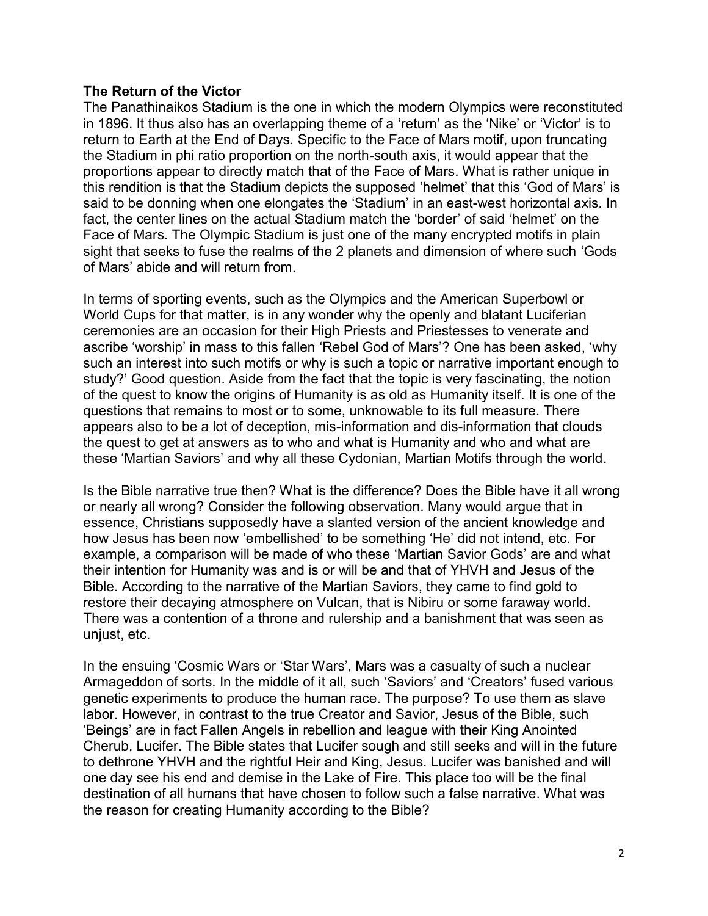**The Return of the Victor**

The Panathinaikos Stadium is the one in which the modern Olympics were reconstituted in 1896. It thus also has an overlapping theme of a 'return' as the 'Nike' or 'Victor' is to return to Earth at the End of Days. Specific to the Face of Mars motif, upon truncating the Stadium in phi ratio proportion on the north-south axis, it would appear that the proportions appear to directly match that of the Face of Mars. What is rather unique in this rendition is that the Stadium depicts the supposed 'helmet' that this 'God of Mars' is said to be donning when one elongates the 'Stadium' in an east-west horizontal axis. In fact, the center lines on the actual Stadium match the 'border' of said 'helmet' on the Face of Mars. The Olympic Stadium is just one of the many encrypted motifs in plain sight that seeks to fuse the realms of the 2 planets and dimension of where such 'Gods of Mars' abide and will return from.

In terms of sporting events, such as the Olympics and the American Superbowl or World Cups for that matter, is in any wonder why the openly and blatant Luciferian ceremonies are an occasion for their High Priests and Priestesses to venerate and ascribe 'worship' in mass to this fallen 'Rebel God of Mars'? One has been asked, 'why such an interest into such motifs or why is such a topic or narrative important enough to study?' Good question. Aside from the fact that the topic is very fascinating, the notion of the quest to know the origins of Humanity is as old as Humanity itself. It is one of the questions that remains to most or to some, unknowable to its full measure. There appears also to be a lot of deception, mis-information and dis-information that clouds the quest to get at answers as to who and what is Humanity and who and what are these 'Martian Saviors' and why all these Cydonian, Martian Motifs through the world.

Is the Bible narrative true then? What is the difference? Does the Bible have it all wrong or nearly all wrong? Consider the following observation. Many would argue that in essence, Christians supposedly have a slanted version of the ancient knowledge and how Jesus has been now 'embellished' to be something 'He' did not intend, etc. For example, a comparison will be made of who these 'Martian Savior Gods' are and what their intention for Humanity was and is or will be and that of YHVH and Jesus of the Bible. According to the narrative of the Martian Saviors, they came to find gold to restore their decaying atmosphere on Vulcan, that is Nibiru or some faraway world. There was a contention of a throne and rulership and a banishment that was seen as unjust, etc.

In the ensuing 'Cosmic Wars or 'Star Wars', Mars was a casualty of such a nuclear Armageddon of sorts. In the middle of it all, such 'Saviors' and 'Creators' fused various genetic experiments to produce the human race. The purpose? To use them as slave labor. However, in contrast to the true Creator and Savior, Jesus of the Bible, such 'Beings' are in fact Fallen Angels in rebellion and league with their King Anointed Cherub, Lucifer. The Bible states that Lucifer sough and still seeks and will in the future to dethrone YHVH and the rightful Heir and King, Jesus. Lucifer was banished and will one day see his end and demise in the Lake of Fire. This place too will be the final destination of all humans that have chosen to follow such a false narrative. What was the reason for creating Humanity according to the Bible?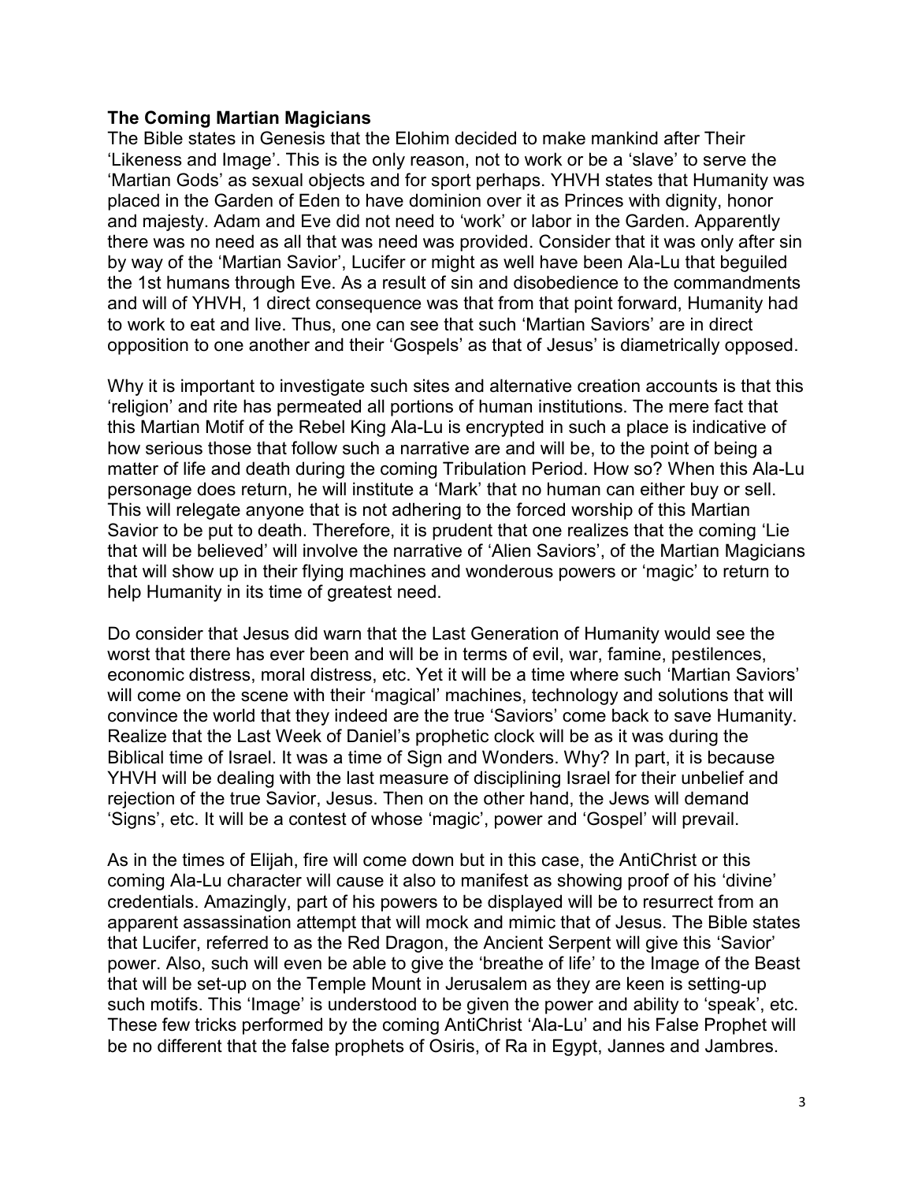**The Coming Martian Magicians**

The Bible states in Genesis that the Elohim decided to make mankind after Their 'Likeness and Image'. This is the only reason, not to work or be a 'slave' to serve the 'Martian Gods' as sexual objects and for sport perhaps. YHVH states that Humanity was placed in the Garden of Eden to have dominion over it as Princes with dignity, honor and majesty. Adam and Eve did not need to 'work' or labor in the Garden. Apparently there was no need as all that was need was provided. Consider that it was only after sin by way of the 'Martian Savior', Lucifer or might as well have been Ala-Lu that beguiled the 1st humans through Eve. As a result of sin and disobedience to the commandments and will of YHVH, 1 direct consequence was that from that point forward, Humanity had to work to eat and live. Thus, one can see that such 'Martian Saviors' are in direct opposition to one another and their 'Gospels' as that of Jesus' is diametrically opposed.

Why it is important to investigate such sites and alternative creation accounts is that this 'religion' and rite has permeated all portions of human institutions. The mere fact that this Martian Motif of the Rebel King Ala-Lu is encrypted in such a place is indicative of how serious those that follow such a narrative are and will be, to the point of being a matter of life and death during the coming Tribulation Period. How so? When this Ala-Lu personage does return, he will institute a 'Mark' that no human can either buy or sell. This will relegate anyone that is not adhering to the forced worship of this Martian Savior to be put to death. Therefore, it is prudent that one realizes that the coming 'Lie that will be believed' will involve the narrative of 'Alien Saviors', of the Martian Magicians that will show up in their flying machines and wonderous powers or 'magic' to return to help Humanity in its time of greatest need.

Do consider that Jesus did warn that the Last Generation of Humanity would see the worst that there has ever been and will be in terms of evil, war, famine, pestilences, economic distress, moral distress, etc. Yet it will be a time where such 'Martian Saviors' will come on the scene with their 'magical' machines, technology and solutions that will convince the world that they indeed are the true 'Saviors' come back to save Humanity. Realize that the Last Week of Daniel's prophetic clock will be as it was during the Biblical time of Israel. It was a time of Sign and Wonders. Why? In part, it is because YHVH will be dealing with the last measure of disciplining Israel for their unbelief and rejection of the true Savior, Jesus. Then on the other hand, the Jews will demand 'Signs', etc. It will be a contest of whose 'magic', power and 'Gospel' will prevail.

As in the times of Elijah, fire will come down but in this case, the AntiChrist or this coming Ala-Lu character will cause it also to manifest as showing proof of his 'divine' credentials. Amazingly, part of his powers to be displayed will be to resurrect from an apparent assassination attempt that will mock and mimic that of Jesus. The Bible states that Lucifer, referred to as the Red Dragon, the Ancient Serpent will give this 'Savior' power. Also, such will even be able to give the 'breathe of life' to the Image of the Beast that will be set-up on the Temple Mount in Jerusalem as they are keen is setting-up such motifs. This 'Image' is understood to be given the power and ability to 'speak', etc. These few tricks performed by the coming AntiChrist 'Ala-Lu' and his False Prophet will be no different that the false prophets of Osiris, of Ra in Egypt, Jannes and Jambres.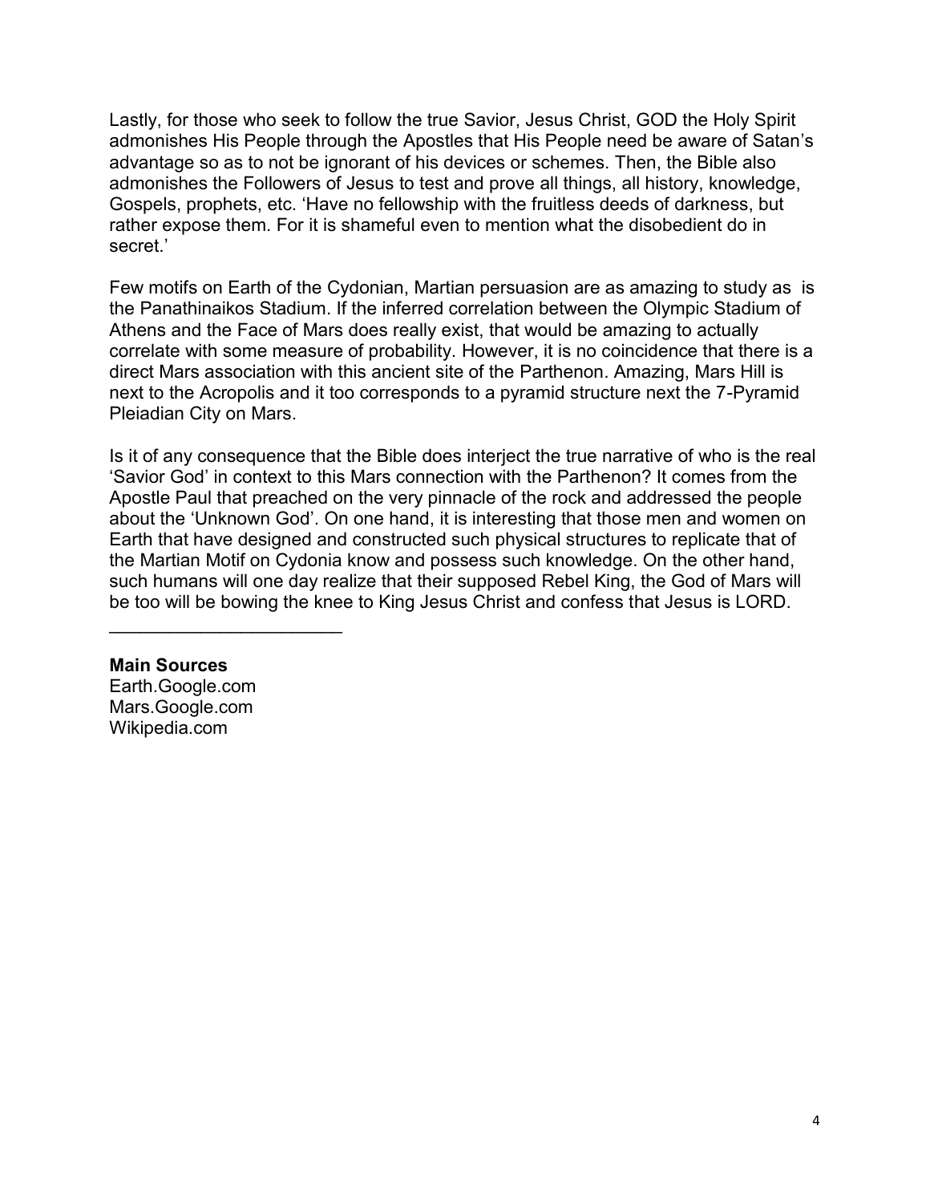Lastly, for those who seek to follow the true Savior, Jesus Christ, GOD the Holy Spirit admonishes His People through the Apostles that His People need be aware of Satan's advantage so as to not be ignorant of his devices or schemes. Then, the Bible also admonishes the Followers of Jesus to test and prove all things, all history, knowledge, Gospels, prophets, etc. 'Have no fellowship with the fruitless deeds of darkness, but rather expose them. For it is shameful even to mention what the disobedient do in secret.'

Few motifs on Earth of the Cydonian, Martian persuasion are as amazing to study as is the Panathinaikos Stadium. If the inferred correlation between the Olympic Stadium of Athens and the Face of Mars does really exist, that would be amazing to actually correlate with some measure of probability. However, it is no coincidence that there is a direct Mars association with this ancient site of the Parthenon. Amazing, Mars Hill is next to the Acropolis and it too corresponds to a pyramid structure next the 7-Pyramid Pleiadian City on Mars.

Is it of any consequence that the Bible does interject the true narrative of who is the real 'Savior God' in context to this Mars connection with the Parthenon? It comes from the Apostle Paul that preached on the very pinnacle of the rock and addressed the people about the 'Unknown God'. On one hand, it is interesting that those men and women on Earth that have designed and constructed such physical structures to replicate that of the Martian Motif on Cydonia know and possess such knowledge. On the other hand, such humans will one day realize that their supposed Rebel King, the God of Mars will be too will be bowing the knee to King Jesus Christ and confess that Jesus is LORD.

---

**Main Sources**
Earth.Google.com
Mars.Google.com
Wikipedia.com